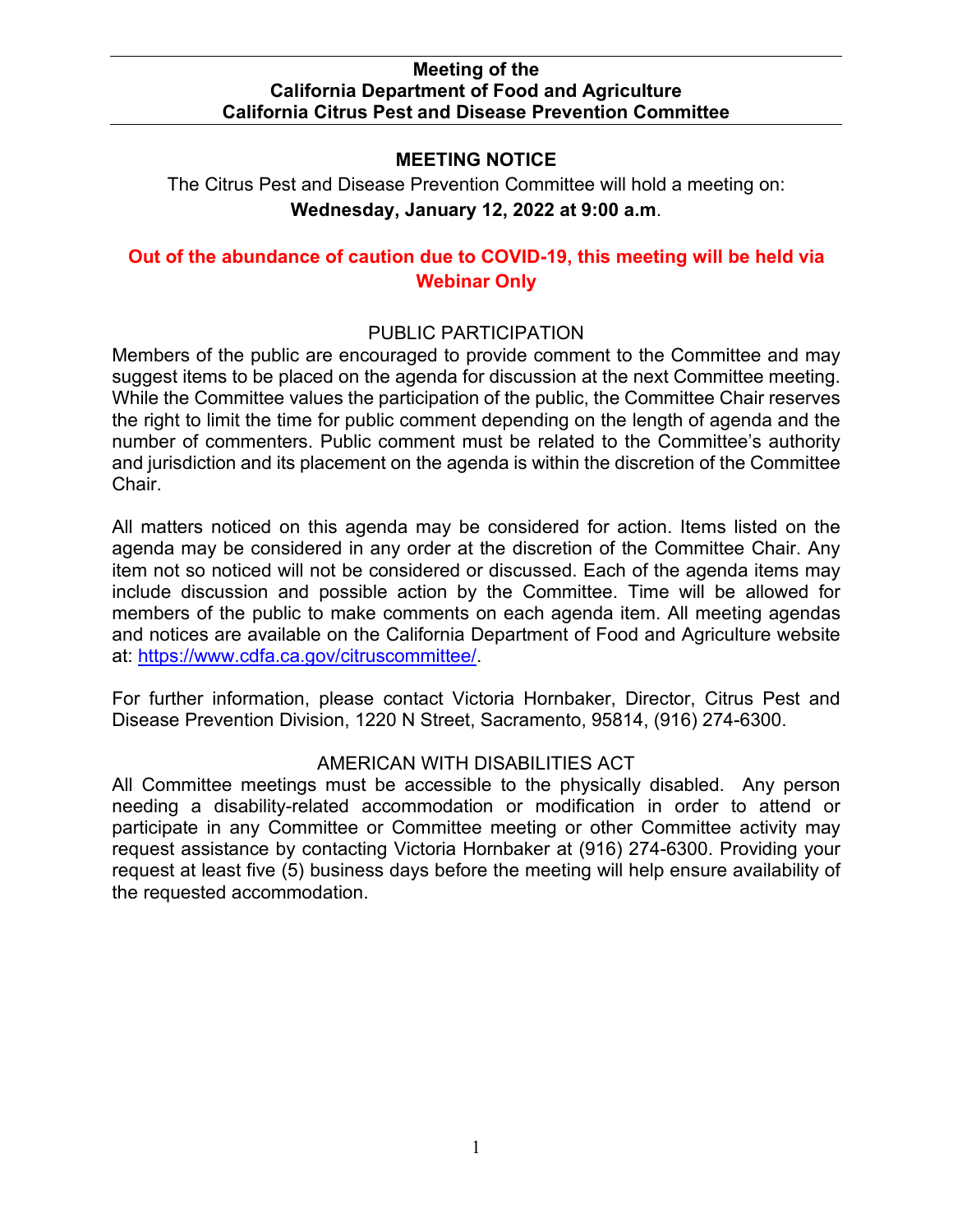**Meeting of the**
**California Department of Food and Agriculture**
**California Citrus Pest and Disease Prevention Committee**

## MEETING NOTICE

The Citrus Pest and Disease Prevention Committee will hold a meeting on:
**Wednesday, January 12, 2022 at 9:00 a.m**.

**Out of the abundance of caution due to COVID-19, this meeting will be held via Webinar Only**

### PUBLIC PARTICIPATION

Members of the public are encouraged to provide comment to the Committee and may suggest items to be placed on the agenda for discussion at the next Committee meeting. While the Committee values the participation of the public, the Committee Chair reserves the right to limit the time for public comment depending on the length of agenda and the number of commenters. Public comment must be related to the Committee's authority and jurisdiction and its placement on the agenda is within the discretion of the Committee Chair.

All matters noticed on this agenda may be considered for action. Items listed on the agenda may be considered in any order at the discretion of the Committee Chair. Any item not so noticed will not be considered or discussed. Each of the agenda items may include discussion and possible action by the Committee. Time will be allowed for members of the public to make comments on each agenda item. All meeting agendas and notices are available on the California Department of Food and Agriculture website at: https://www.cdfa.ca.gov/citruscommittee/.

For further information, please contact Victoria Hornbaker, Director, Citrus Pest and Disease Prevention Division, 1220 N Street, Sacramento, 95814, (916) 274-6300.

### AMERICAN WITH DISABILITIES ACT

All Committee meetings must be accessible to the physically disabled. Any person needing a disability-related accommodation or modification in order to attend or participate in any Committee or Committee meeting or other Committee activity may request assistance by contacting Victoria Hornbaker at (916) 274-6300. Providing your request at least five (5) business days before the meeting will help ensure availability of the requested accommodation.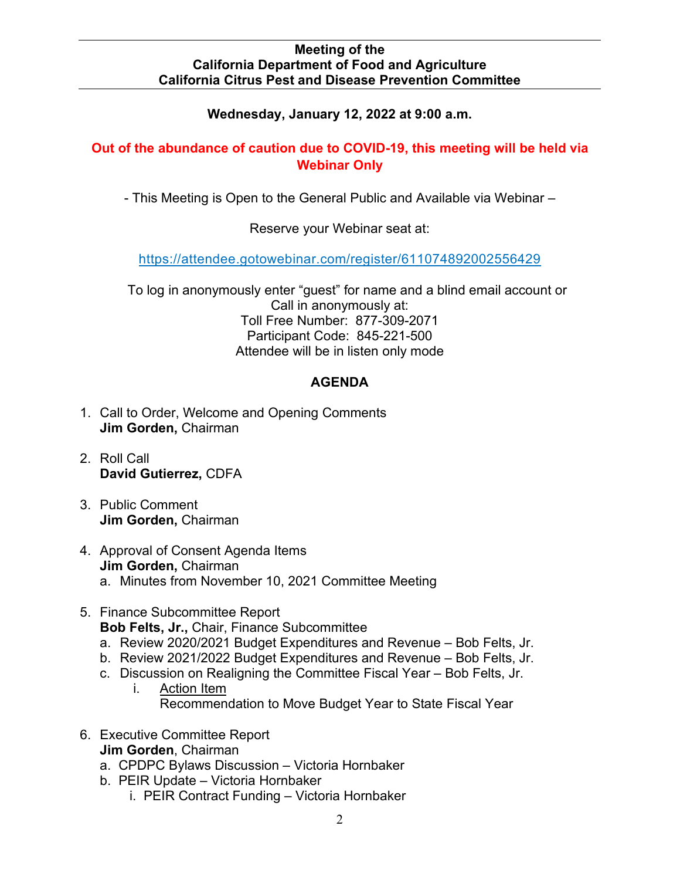**Meeting of the**
**California Department of Food and Agriculture**
**California Citrus Pest and Disease Prevention Committee**

**Wednesday, January 12, 2022 at 9:00 a.m.**

**Out of the abundance of caution due to COVID-19, this meeting will be held via Webinar Only**

- This Meeting is Open to the General Public and Available via Webinar –

Reserve your Webinar seat at:

https://attendee.gotowebinar.com/register/611074892002556429

To log in anonymously enter "guest" for name and a blind email account or
Call in anonymously at:
Toll Free Number: 877-309-2071
Participant Code: 845-221-500
Attendee will be in listen only mode

## AGENDA

1. Call to Order, Welcome and Opening Comments
   **Jim Gorden,** Chairman

2. Roll Call
   **David Gutierrez,** CDFA

3. Public Comment
   **Jim Gorden,** Chairman

4. Approval of Consent Agenda Items
   **Jim Gorden,** Chairman
   a. Minutes from November 10, 2021 Committee Meeting

5. Finance Subcommittee Report
   **Bob Felts, Jr.,** Chair, Finance Subcommittee
   a. Review 2020/2021 Budget Expenditures and Revenue – Bob Felts, Jr.
   b. Review 2021/2022 Budget Expenditures and Revenue – Bob Felts, Jr.
   c. Discussion on Realigning the Committee Fiscal Year – Bob Felts, Jr.
      i. Action Item
         Recommendation to Move Budget Year to State Fiscal Year

6. Executive Committee Report
   **Jim Gorden**, Chairman
   a. CPDPC Bylaws Discussion – Victoria Hornbaker
   b. PEIR Update – Victoria Hornbaker
      i. PEIR Contract Funding – Victoria Hornbaker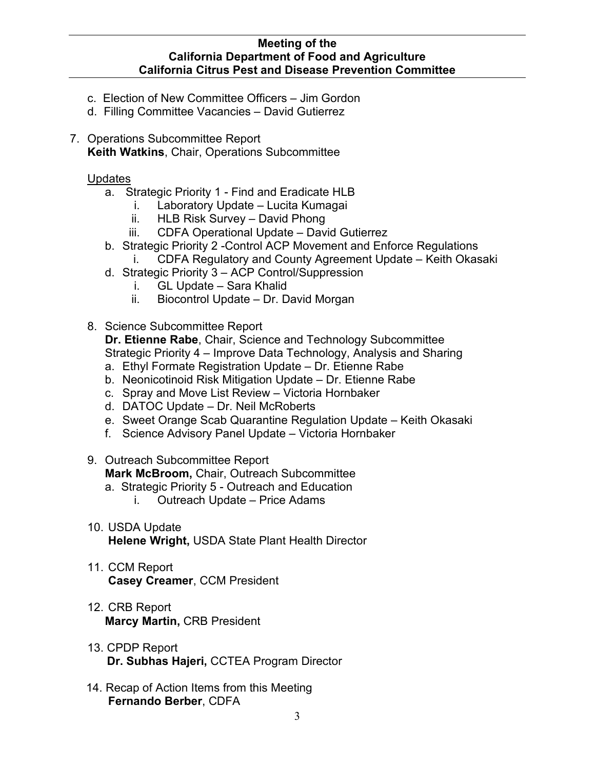c. Election of New Committee Officers – Jim Gordon
d. Filling Committee Vacancies – David Gutierrez

7. Operations Subcommittee Report
   **Keith Watkins**, Chair, Operations Subcommittee

   Updates
   a. Strategic Priority 1 - Find and Eradicate HLB
      i. Laboratory Update – Lucita Kumagai
      ii. HLB Risk Survey – David Phong
      iii. CDFA Operational Update – David Gutierrez
   b. Strategic Priority 2 -Control ACP Movement and Enforce Regulations
      i. CDFA Regulatory and County Agreement Update – Keith Okasaki
   d. Strategic Priority 3 – ACP Control/Suppression
      i. GL Update – Sara Khalid
      ii. Biocontrol Update – Dr. David Morgan

8. Science Subcommittee Report
   **Dr. Etienne Rabe**, Chair, Science and Technology Subcommittee
   Strategic Priority 4 – Improve Data Technology, Analysis and Sharing
   a. Ethyl Formate Registration Update – Dr. Etienne Rabe
   b. Neonicotinoid Risk Mitigation Update – Dr. Etienne Rabe
   c. Spray and Move List Review – Victoria Hornbaker
   d. DATOC Update – Dr. Neil McRoberts
   e. Sweet Orange Scab Quarantine Regulation Update – Keith Okasaki
   f. Science Advisory Panel Update – Victoria Hornbaker

9. Outreach Subcommittee Report
   **Mark McBroom,** Chair, Outreach Subcommittee
   a. Strategic Priority 5 - Outreach and Education
      i. Outreach Update – Price Adams

10. USDA Update
    **Helene Wright,** USDA State Plant Health Director

11. CCM Report
    **Casey Creamer**, CCM President

12. CRB Report
    **Marcy Martin,** CRB President

13. CPDP Report
    **Dr. Subhas Hajeri,** CCTEA Program Director

14. Recap of Action Items from this Meeting
    **Fernando Berber**, CDFA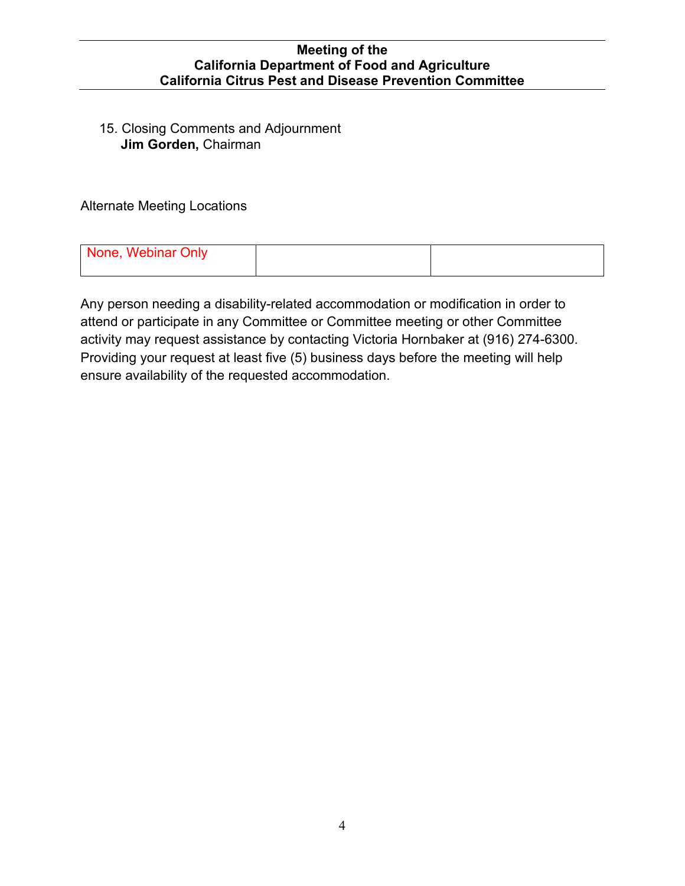15. Closing Comments and Adjournment
 **Jim Gorden,** Chairman

Alternate Meeting Locations

| | | |
|---|---|---|
| None, Webinar Only | | |

Any person needing a disability-related accommodation or modification in order to attend or participate in any Committee or Committee meeting or other Committee activity may request assistance by contacting Victoria Hornbaker at (916) 274-6300. Providing your request at least five (5) business days before the meeting will help ensure availability of the requested accommodation.